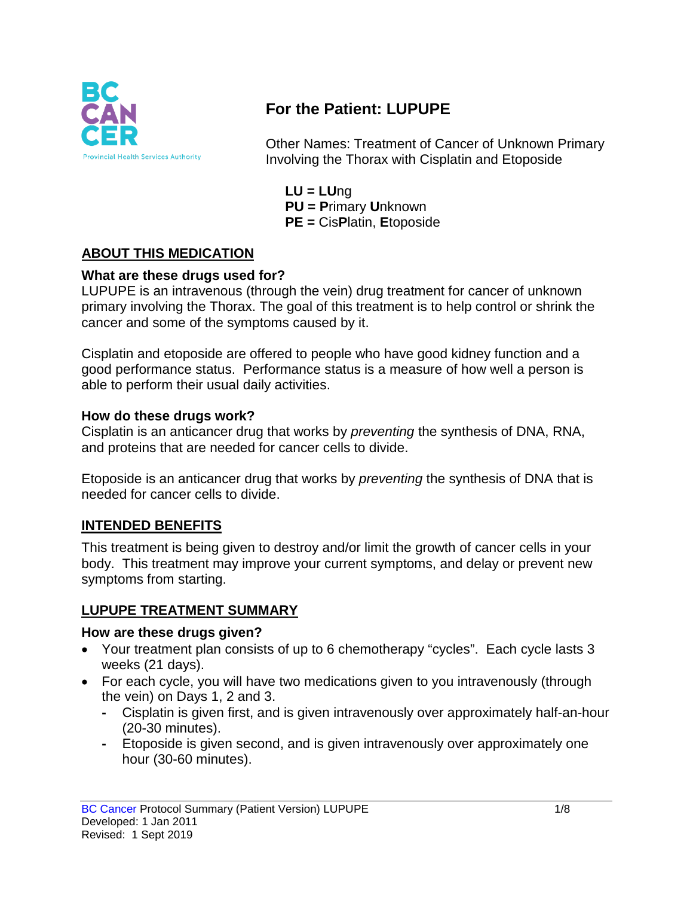# For the Patient: LUPUPE

Other Names: Treatment of Cancer of Unknown Primary Involving the Thorax with Cisplatin and Etoposide

**LU = LU**ng
**PU = P**rimary **U**nknown
**PE =** Cis**P**latin, **E**toposide

## ABOUT THIS MEDICATION

### What are these drugs used for?

LUPUPE is an intravenous (through the vein) drug treatment for cancer of unknown primary involving the Thorax. The goal of this treatment is to help control or shrink the cancer and some of the symptoms caused by it.

Cisplatin and etoposide are offered to people who have good kidney function and a good performance status. Performance status is a measure of how well a person is able to perform their usual daily activities.

### How do these drugs work?

Cisplatin is an anticancer drug that works by *preventing* the synthesis of DNA, RNA, and proteins that are needed for cancer cells to divide.

Etoposide is an anticancer drug that works by *preventing* the synthesis of DNA that is needed for cancer cells to divide.

## INTENDED BENEFITS

This treatment is being given to destroy and/or limit the growth of cancer cells in your body. This treatment may improve your current symptoms, and delay or prevent new symptoms from starting.

## LUPUPE TREATMENT SUMMARY

### How are these drugs given?

- Your treatment plan consists of up to 6 chemotherapy "cycles". Each cycle lasts 3 weeks (21 days).
- For each cycle, you will have two medications given to you intravenously (through the vein) on Days 1, 2 and 3.
  - Cisplatin is given first, and is given intravenously over approximately half-an-hour (20-30 minutes).
  - Etoposide is given second, and is given intravenously over approximately one hour (30-60 minutes).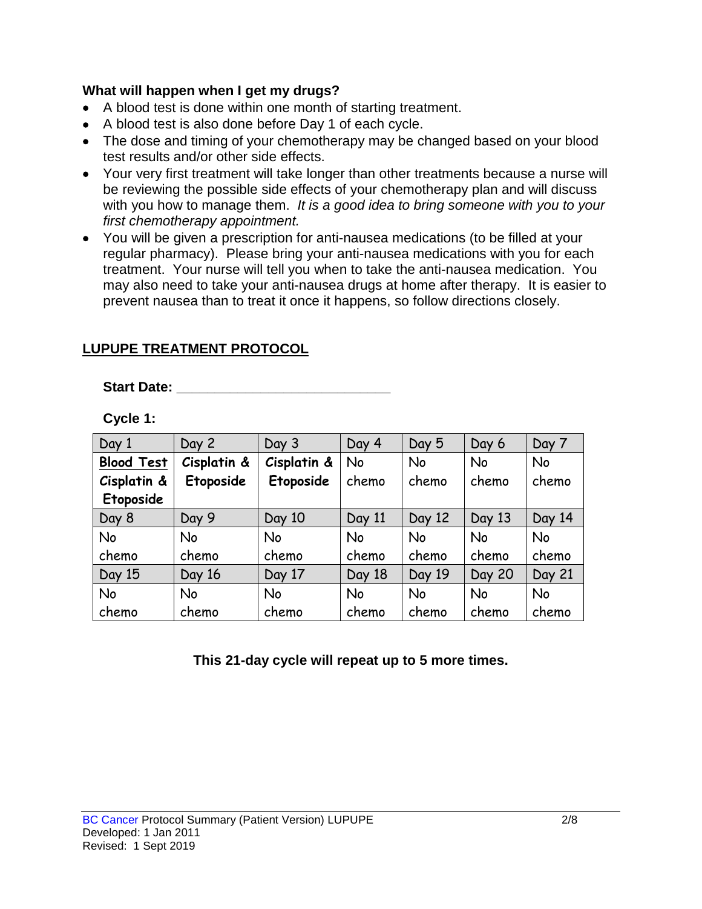**What will happen when I get my drugs?**

- A blood test is done within one month of starting treatment.
- A blood test is also done before Day 1 of each cycle.
- The dose and timing of your chemotherapy may be changed based on your blood test results and/or other side effects.
- Your very first treatment will take longer than other treatments because a nurse will be reviewing the possible side effects of your chemotherapy plan and will discuss with you how to manage them. *It is a good idea to bring someone with you to your first chemotherapy appointment.*
- You will be given a prescription for anti-nausea medications (to be filled at your regular pharmacy). Please bring your anti-nausea medications with you for each treatment. Your nurse will tell you when to take the anti-nausea medication. You may also need to take your anti-nausea drugs at home after therapy. It is easier to prevent nausea than to treat it once it happens, so follow directions closely.

## LUPUPE TREATMENT PROTOCOL

**Start Date: \_\_\_\_\_\_\_\_\_\_\_\_\_\_\_\_\_\_\_\_\_\_\_\_\_\_\_\_**

**Cycle 1:**

| Day 1 | Day 2 | Day 3 | Day 4 | Day 5 | Day 6 | Day 7 |
|---|---|---|---|---|---|---|
| **Blood Test** **Cisplatin & Etoposide** | **Cisplatin & Etoposide** | **Cisplatin & Etoposide** | No chemo | No chemo | No chemo | No chemo |
| Day 8 | Day 9 | Day 10 | Day 11 | Day 12 | Day 13 | Day 14 |
| No chemo | No chemo | No chemo | No chemo | No chemo | No chemo | No chemo |
| Day 15 | Day 16 | Day 17 | Day 18 | Day 19 | Day 20 | Day 21 |
| No chemo | No chemo | No chemo | No chemo | No chemo | No chemo | No chemo |

**This 21-day cycle will repeat up to 5 more times.**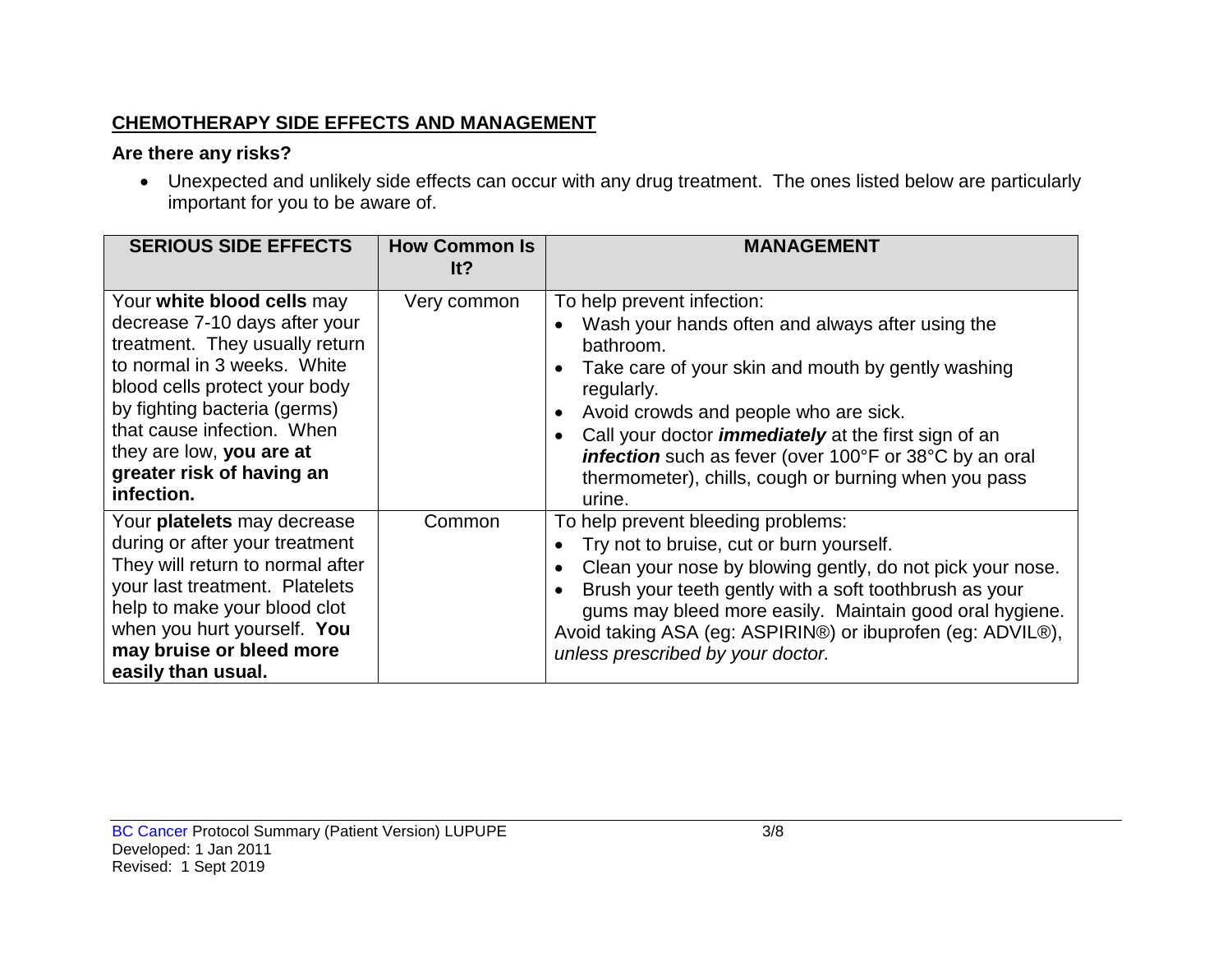## CHEMOTHERAPY SIDE EFFECTS AND MANAGEMENT

### Are there any risks?

- Unexpected and unlikely side effects can occur with any drug treatment. The ones listed below are particularly important for you to be aware of.

| SERIOUS SIDE EFFECTS | How Common Is It? | MANAGEMENT |
|---|---|---|
| Your **white blood cells** may decrease 7-10 days after your treatment. They usually return to normal in 3 weeks. White blood cells protect your body by fighting bacteria (germs) that cause infection. When they are low, **you are at greater risk of having an infection.** | Very common | To help prevent infection:<br>• Wash your hands often and always after using the bathroom.<br>• Take care of your skin and mouth by gently washing regularly.<br>• Avoid crowds and people who are sick.<br>• Call your doctor ***immediately*** at the first sign of an ***infection*** such as fever (over 100°F or 38°C by an oral thermometer), chills, cough or burning when you pass urine. |
| Your **platelets** may decrease during or after your treatment They will return to normal after your last treatment. Platelets help to make your blood clot when you hurt yourself. **You may bruise or bleed more easily than usual.** | Common | To help prevent bleeding problems:<br>• Try not to bruise, cut or burn yourself.<br>• Clean your nose by blowing gently, do not pick your nose.<br>• Brush your teeth gently with a soft toothbrush as your gums may bleed more easily. Maintain good oral hygiene.<br>Avoid taking ASA (eg: ASPIRIN®) or ibuprofen (eg: ADVIL®), *unless prescribed by your doctor.* |

BC Cancer Protocol Summary (Patient Version) LUPUPE
Developed: 1 Jan 2011
Revised: 1 Sept 2019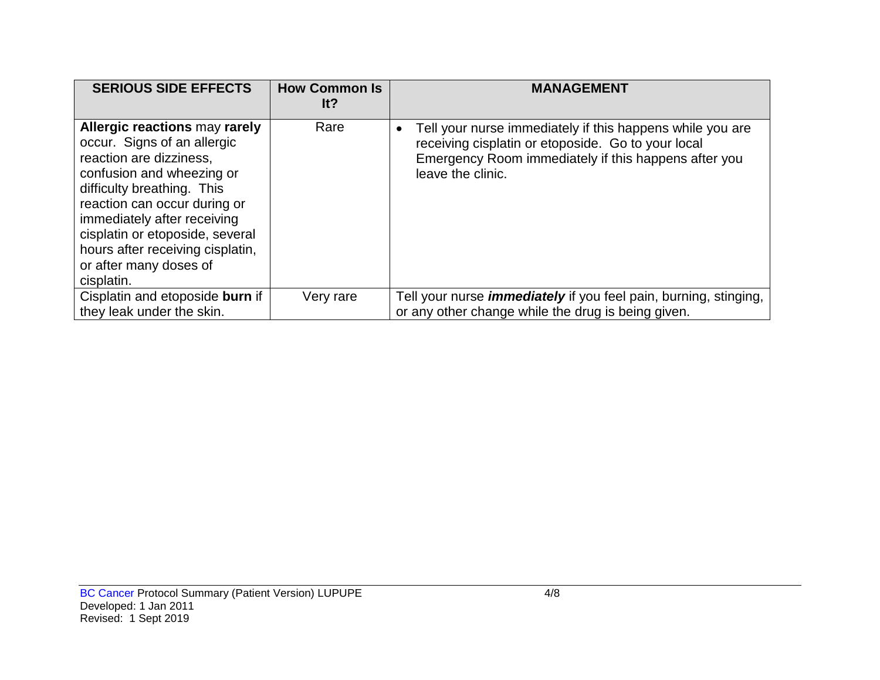| SERIOUS SIDE EFFECTS | How Common Is It? | MANAGEMENT |
|---|---|---|
| **Allergic reactions** may **rarely** occur. Signs of an allergic reaction are dizziness, confusion and wheezing or difficulty breathing. This reaction can occur during or immediately after receiving cisplatin or etoposide, several hours after receiving cisplatin, or after many doses of cisplatin. | Rare | • Tell your nurse immediately if this happens while you are receiving cisplatin or etoposide. Go to your local Emergency Room immediately if this happens after you leave the clinic. |
| Cisplatin and etoposide **burn** if they leak under the skin. | Very rare | Tell your nurse ***immediately*** if you feel pain, burning, stinging, or any other change while the drug is being given. |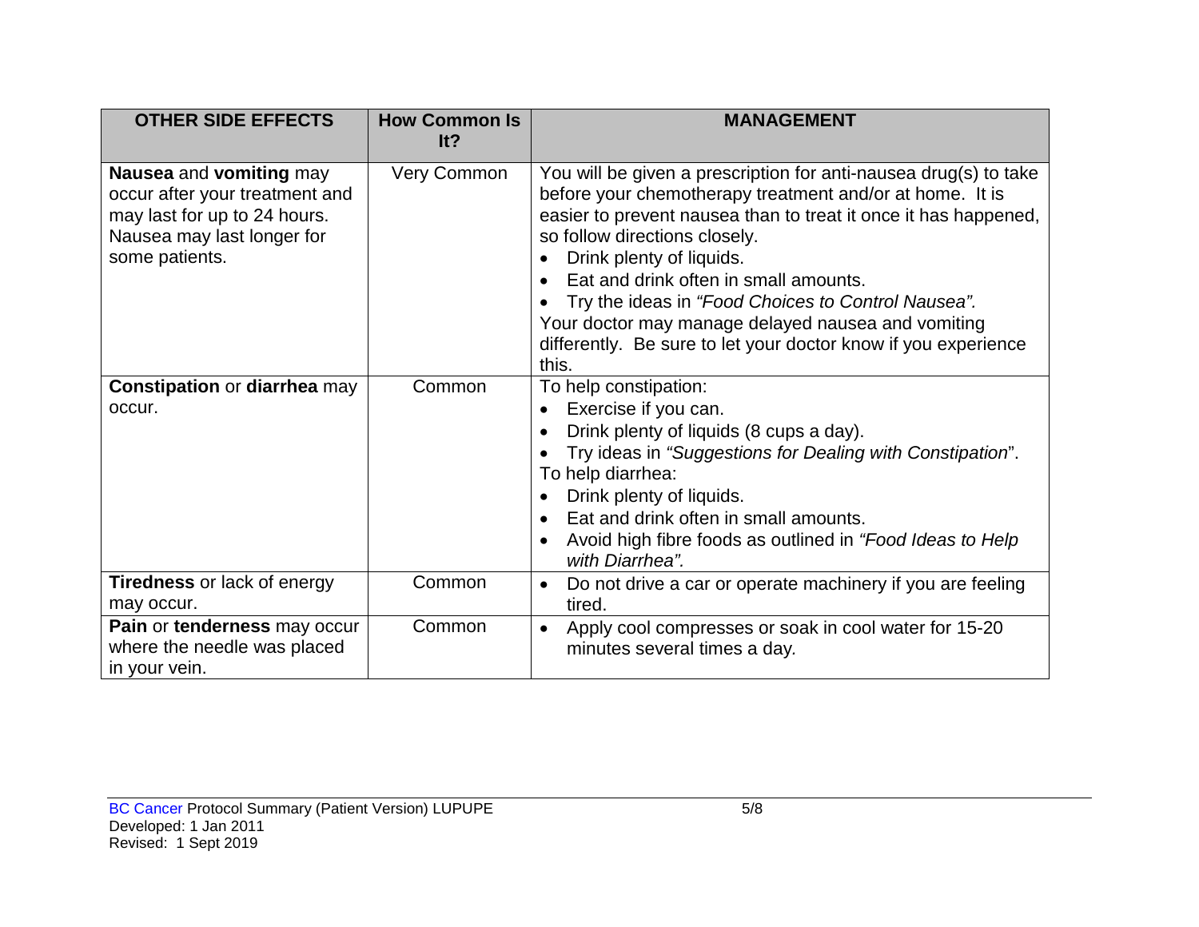| OTHER SIDE EFFECTS | How Common Is It? | MANAGEMENT |
|---|---|---|
| **Nausea** and **vomiting** may occur after your treatment and may last for up to 24 hours. Nausea may last longer for some patients. | Very Common | You will be given a prescription for anti-nausea drug(s) to take before your chemotherapy treatment and/or at home. It is easier to prevent nausea than to treat it once it has happened, so follow directions closely.<br>• Drink plenty of liquids.<br>• Eat and drink often in small amounts.<br>• Try the ideas in *"Food Choices to Control Nausea".*<br>Your doctor may manage delayed nausea and vomiting differently. Be sure to let your doctor know if you experience this. |
| **Constipation** or **diarrhea** may occur. | Common | To help constipation:<br>• Exercise if you can.<br>• Drink plenty of liquids (8 cups a day).<br>• Try ideas in *"Suggestions for Dealing with Constipation*".<br>To help diarrhea:<br>• Drink plenty of liquids.<br>• Eat and drink often in small amounts.<br>• Avoid high fibre foods as outlined in *"Food Ideas to Help with Diarrhea".* |
| **Tiredness** or lack of energy may occur. | Common | • Do not drive a car or operate machinery if you are feeling tired. |
| **Pain** or **tenderness** may occur where the needle was placed in your vein. | Common | • Apply cool compresses or soak in cool water for 15-20 minutes several times a day. |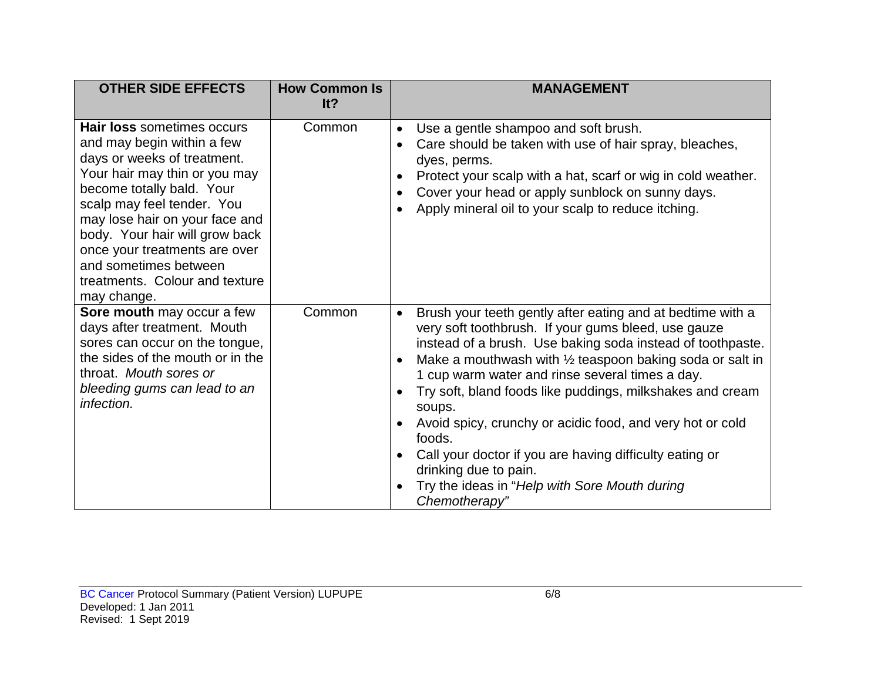| OTHER SIDE EFFECTS | How Common Is It? | MANAGEMENT |
|---|---|---|
| **Hair loss** sometimes occurs and may begin within a few days or weeks of treatment. Your hair may thin or you may become totally bald. Your scalp may feel tender. You may lose hair on your face and body. Your hair will grow back once your treatments are over and sometimes between treatments. Colour and texture may change. | Common | • Use a gentle shampoo and soft brush.<br>• Care should be taken with use of hair spray, bleaches, dyes, perms.<br>• Protect your scalp with a hat, scarf or wig in cold weather.<br>• Cover your head or apply sunblock on sunny days.<br>• Apply mineral oil to your scalp to reduce itching. |
| **Sore mouth** may occur a few days after treatment. Mouth sores can occur on the tongue, the sides of the mouth or in the throat. *Mouth sores or bleeding gums can lead to an infection.* | Common | • Brush your teeth gently after eating and at bedtime with a very soft toothbrush. If your gums bleed, use gauze instead of a brush. Use baking soda instead of toothpaste.<br>• Make a mouthwash with ½ teaspoon baking soda or salt in 1 cup warm water and rinse several times a day.<br>• Try soft, bland foods like puddings, milkshakes and cream soups.<br>• Avoid spicy, crunchy or acidic food, and very hot or cold foods.<br>• Call your doctor if you are having difficulty eating or drinking due to pain.<br>• Try the ideas in "*Help with Sore Mouth during Chemotherapy*" |

BC Cancer Protocol Summary (Patient Version) LUPUPE
Developed: 1 Jan 2011
Revised: 1 Sept 2019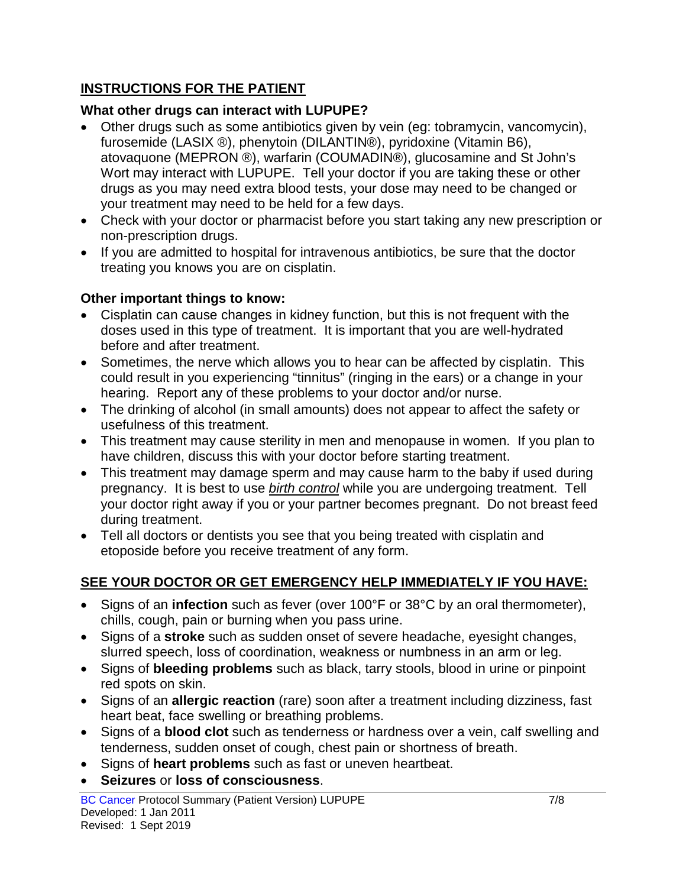## INSTRUCTIONS FOR THE PATIENT

### What other drugs can interact with LUPUPE?

- Other drugs such as some antibiotics given by vein (eg: tobramycin, vancomycin), furosemide (LASIX ®), phenytoin (DILANTIN®), pyridoxine (Vitamin B6), atovaquone (MEPRON ®), warfarin (COUMADIN®), glucosamine and St John's Wort may interact with LUPUPE. Tell your doctor if you are taking these or other drugs as you may need extra blood tests, your dose may need to be changed or your treatment may need to be held for a few days.
- Check with your doctor or pharmacist before you start taking any new prescription or non-prescription drugs.
- If you are admitted to hospital for intravenous antibiotics, be sure that the doctor treating you knows you are on cisplatin.

### Other important things to know:

- Cisplatin can cause changes in kidney function, but this is not frequent with the doses used in this type of treatment. It is important that you are well-hydrated before and after treatment.
- Sometimes, the nerve which allows you to hear can be affected by cisplatin. This could result in you experiencing "tinnitus" (ringing in the ears) or a change in your hearing. Report any of these problems to your doctor and/or nurse.
- The drinking of alcohol (in small amounts) does not appear to affect the safety or usefulness of this treatment.
- This treatment may cause sterility in men and menopause in women. If you plan to have children, discuss this with your doctor before starting treatment.
- This treatment may damage sperm and may cause harm to the baby if used during pregnancy. It is best to use *birth control* while you are undergoing treatment. Tell your doctor right away if you or your partner becomes pregnant. Do not breast feed during treatment.
- Tell all doctors or dentists you see that you being treated with cisplatin and etoposide before you receive treatment of any form.

## SEE YOUR DOCTOR OR GET EMERGENCY HELP IMMEDIATELY IF YOU HAVE:

- Signs of an **infection** such as fever (over 100°F or 38°C by an oral thermometer), chills, cough, pain or burning when you pass urine.
- Signs of a **stroke** such as sudden onset of severe headache, eyesight changes, slurred speech, loss of coordination, weakness or numbness in an arm or leg.
- Signs of **bleeding problems** such as black, tarry stools, blood in urine or pinpoint red spots on skin.
- Signs of an **allergic reaction** (rare) soon after a treatment including dizziness, fast heart beat, face swelling or breathing problems.
- Signs of a **blood clot** such as tenderness or hardness over a vein, calf swelling and tenderness, sudden onset of cough, chest pain or shortness of breath.
- Signs of **heart problems** such as fast or uneven heartbeat.
- **Seizures** or **loss of consciousness**.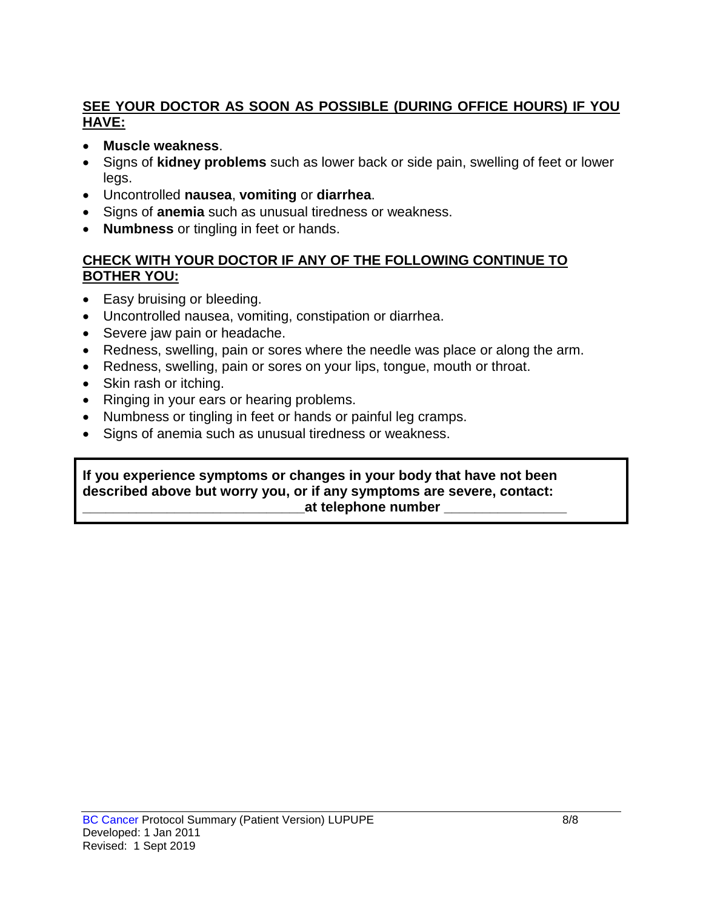**SEE YOUR DOCTOR AS SOON AS POSSIBLE (DURING OFFICE HOURS) IF YOU HAVE:**

- **Muscle weakness**.
- Signs of **kidney problems** such as lower back or side pain, swelling of feet or lower legs.
- Uncontrolled **nausea**, **vomiting** or **diarrhea**.
- Signs of **anemia** such as unusual tiredness or weakness.
- **Numbness** or tingling in feet or hands.

**CHECK WITH YOUR DOCTOR IF ANY OF THE FOLLOWING CONTINUE TO BOTHER YOU:**

- Easy bruising or bleeding.
- Uncontrolled nausea, vomiting, constipation or diarrhea.
- Severe jaw pain or headache.
- Redness, swelling, pain or sores where the needle was place or along the arm.
- Redness, swelling, pain or sores on your lips, tongue, mouth or throat.
- Skin rash or itching.
- Ringing in your ears or hearing problems.
- Numbness or tingling in feet or hands or painful leg cramps.
- Signs of anemia such as unusual tiredness or weakness.

**If you experience symptoms or changes in your body that have not been described above but worry you, or if any symptoms are severe, contact: ____________________________at telephone number ________________**

BC Cancer Protocol Summary (Patient Version) LUPUPE
Developed: 1 Jan 2011
Revised: 1 Sept 2019